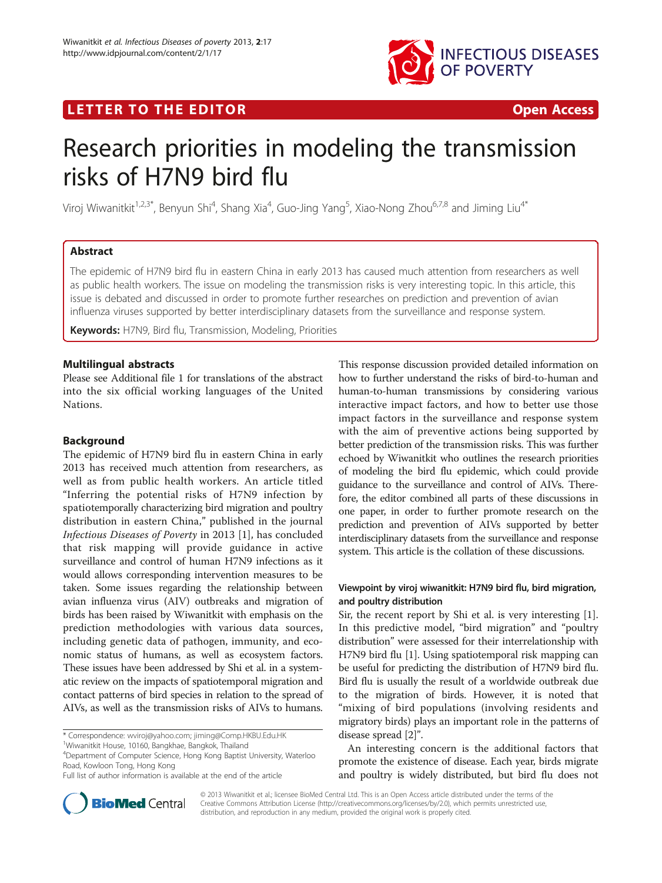LETTER TO THE EDITOR

Open Access

# Research priorities in modeling the transmission risks of H7N9 bird flu

Viroj Wiwanitkit[1,2,3*], Benyun Shi[4], Shang Xia[4], Guo-Jing Yang[5], Xiao-Nong Zhou[6,7,8] and Jiming Liu[4*]

## Abstract

The epidemic of H7N9 bird flu in eastern China in early 2013 has caused much attention from researchers as well as public health workers. The issue on modeling the transmission risks is very interesting topic. In this article, this issue is debated and discussed in order to promote further researches on prediction and prevention of avian influenza viruses supported by better interdisciplinary datasets from the surveillance and response system.

**Keywords:** H7N9, Bird flu, Transmission, Modeling, Priorities

### Multilingual abstracts

Please see Additional file 1 for translations of the abstract into the six official working languages of the United Nations.

### Background

The epidemic of H7N9 bird flu in eastern China in early 2013 has received much attention from researchers, as well as from public health workers. An article titled "Inferring the potential risks of H7N9 infection by spatiotemporally characterizing bird migration and poultry distribution in eastern China," published in the journal *Infectious Diseases of Poverty* in 2013 [1], has concluded that risk mapping will provide guidance in active surveillance and control of human H7N9 infections as it would allows corresponding intervention measures to be taken. Some issues regarding the relationship between avian influenza virus (AIV) outbreaks and migration of birds has been raised by Wiwanitkit with emphasis on the prediction methodologies with various data sources, including genetic data of pathogen, immunity, and economic status of humans, as well as ecosystem factors. These issues have been addressed by Shi et al. in a systematic review on the impacts of spatiotemporal migration and contact patterns of bird species in relation to the spread of AIVs, as well as the transmission risks of AIVs to humans. This response discussion provided detailed information on how to further understand the risks of bird-to-human and human-to-human transmissions by considering various interactive impact factors, and how to better use those impact factors in the surveillance and response system with the aim of preventive actions being supported by better prediction of the transmission risks. This was further echoed by Wiwanitkit who outlines the research priorities of modeling the bird flu epidemic, which could provide guidance to the surveillance and control of AIVs. Therefore, the editor combined all parts of these discussions in one paper, in order to further promote research on the prediction and prevention of AIVs supported by better interdisciplinary datasets from the surveillance and response system. This article is the collation of these discussions.

### Viewpoint by viroj wiwanitkit: H7N9 bird flu, bird migration, and poultry distribution

Sir, the recent report by Shi et al. is very interesting [1]. In this predictive model, "bird migration" and "poultry distribution" were assessed for their interrelationship with H7N9 bird flu [1]. Using spatiotemporal risk mapping can be useful for predicting the distribution of H7N9 bird flu. Bird flu is usually the result of a worldwide outbreak due to the migration of birds. However, it is noted that "mixing of bird populations (involving residents and migratory birds) plays an important role in the patterns of disease spread [2]".

An interesting concern is the additional factors that promote the existence of disease. Each year, birds migrate and poultry is widely distributed, but bird flu does not

\* Correspondence: wviroj@yahoo.com; jiming@Comp.HKBU.Edu.HK

[1]Wiwanitkit House, 10160, Bangkhae, Bangkok, Thailand

[4]Department of Computer Science, Hong Kong Baptist University, Waterloo Road, Kowloon Tong, Hong Kong

Full list of author information is available at the end of the article

© 2013 Wiwanitkit et al.; licensee BioMed Central Ltd. This is an Open Access article distributed under the terms of the Creative Commons Attribution License (http://creativecommons.org/licenses/by/2.0), which permits unrestricted use, distribution, and reproduction in any medium, provided the original work is properly cited.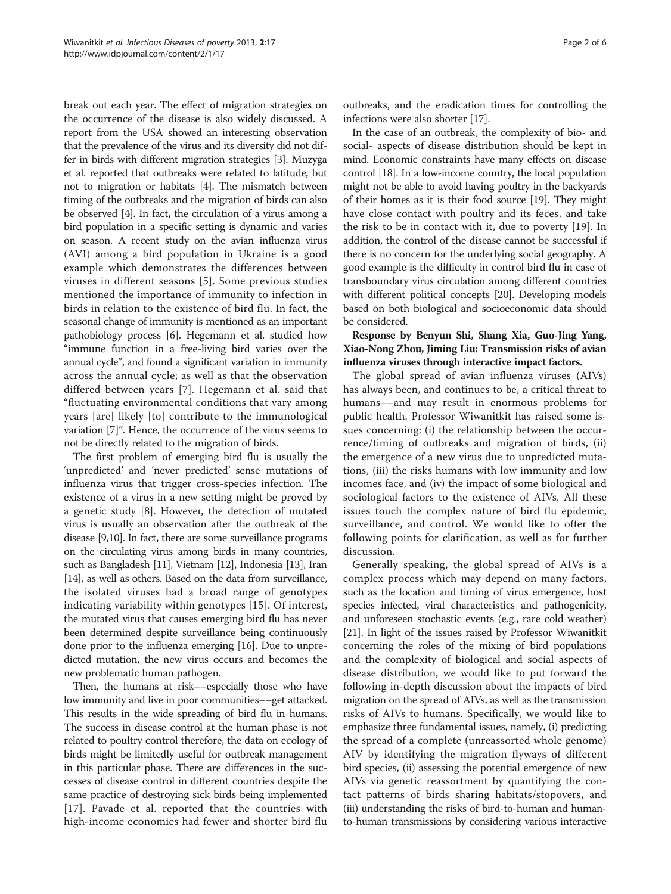break out each year. The effect of migration strategies on the occurrence of the disease is also widely discussed. A report from the USA showed an interesting observation that the prevalence of the virus and its diversity did not differ in birds with different migration strategies [3]. Muzyga et al. reported that outbreaks were related to latitude, but not to migration or habitats [4]. The mismatch between timing of the outbreaks and the migration of birds can also be observed [4]. In fact, the circulation of a virus among a bird population in a specific setting is dynamic and varies on season. A recent study on the avian influenza virus (AVI) among a bird population in Ukraine is a good example which demonstrates the differences between viruses in different seasons [5]. Some previous studies mentioned the importance of immunity to infection in birds in relation to the existence of bird flu. In fact, the seasonal change of immunity is mentioned as an important pathobiology process [6]. Hegemann et al. studied how "immune function in a free-living bird varies over the annual cycle", and found a significant variation in immunity across the annual cycle; as well as that the observation differed between years [7]. Hegemann et al. said that "fluctuating environmental conditions that vary among years [are] likely [to] contribute to the immunological variation [7]". Hence, the occurrence of the virus seems to not be directly related to the migration of birds.

The first problem of emerging bird flu is usually the 'unpredicted' and 'never predicted' sense mutations of influenza virus that trigger cross-species infection. The existence of a virus in a new setting might be proved by a genetic study [8]. However, the detection of mutated virus is usually an observation after the outbreak of the disease [9,10]. In fact, there are some surveillance programs on the circulating virus among birds in many countries, such as Bangladesh [11], Vietnam [12], Indonesia [13], Iran [14], as well as others. Based on the data from surveillance, the isolated viruses had a broad range of genotypes indicating variability within genotypes [15]. Of interest, the mutated virus that causes emerging bird flu has never been determined despite surveillance being continuously done prior to the influenza emerging [16]. Due to unpredicted mutation, the new virus occurs and becomes the new problematic human pathogen.

Then, the humans at risk––especially those who have low immunity and live in poor communities––get attacked. This results in the wide spreading of bird flu in humans. The success in disease control at the human phase is not related to poultry control therefore, the data on ecology of birds might be limitedly useful for outbreak management in this particular phase. There are differences in the successes of disease control in different countries despite the same practice of destroying sick birds being implemented [17]. Pavade et al. reported that the countries with high-income economies had fewer and shorter bird flu outbreaks, and the eradication times for controlling the infections were also shorter [17].

In the case of an outbreak, the complexity of bio- and social- aspects of disease distribution should be kept in mind. Economic constraints have many effects on disease control [18]. In a low-income country, the local population might not be able to avoid having poultry in the backyards of their homes as it is their food source [19]. They might have close contact with poultry and its feces, and take the risk to be in contact with it, due to poverty [19]. In addition, the control of the disease cannot be successful if there is no concern for the underlying social geography. A good example is the difficulty in control bird flu in case of transboundary virus circulation among different countries with different political concepts [20]. Developing models based on both biological and socioeconomic data should be considered.

**Response by Benyun Shi, Shang Xia, Guo-Jing Yang, Xiao-Nong Zhou, Jiming Liu: Transmission risks of avian influenza viruses through interactive impact factors.**

The global spread of avian influenza viruses (AIVs) has always been, and continues to be, a critical threat to humans––and may result in enormous problems for public health. Professor Wiwanitkit has raised some issues concerning: (i) the relationship between the occurrence/timing of outbreaks and migration of birds, (ii) the emergence of a new virus due to unpredicted mutations, (iii) the risks humans with low immunity and low incomes face, and (iv) the impact of some biological and sociological factors to the existence of AIVs. All these issues touch the complex nature of bird flu epidemic, surveillance, and control. We would like to offer the following points for clarification, as well as for further discussion.

Generally speaking, the global spread of AIVs is a complex process which may depend on many factors, such as the location and timing of virus emergence, host species infected, viral characteristics and pathogenicity, and unforeseen stochastic events (e.g., rare cold weather) [21]. In light of the issues raised by Professor Wiwanitkit concerning the roles of the mixing of bird populations and the complexity of biological and social aspects of disease distribution, we would like to put forward the following in-depth discussion about the impacts of bird migration on the spread of AIVs, as well as the transmission risks of AIVs to humans. Specifically, we would like to emphasize three fundamental issues, namely, (i) predicting the spread of a complete (unreassorted whole genome) AIV by identifying the migration flyways of different bird species, (ii) assessing the potential emergence of new AIVs via genetic reassortment by quantifying the contact patterns of birds sharing habitats/stopovers, and (iii) understanding the risks of bird-to-human and human-to-human transmissions by considering various interactive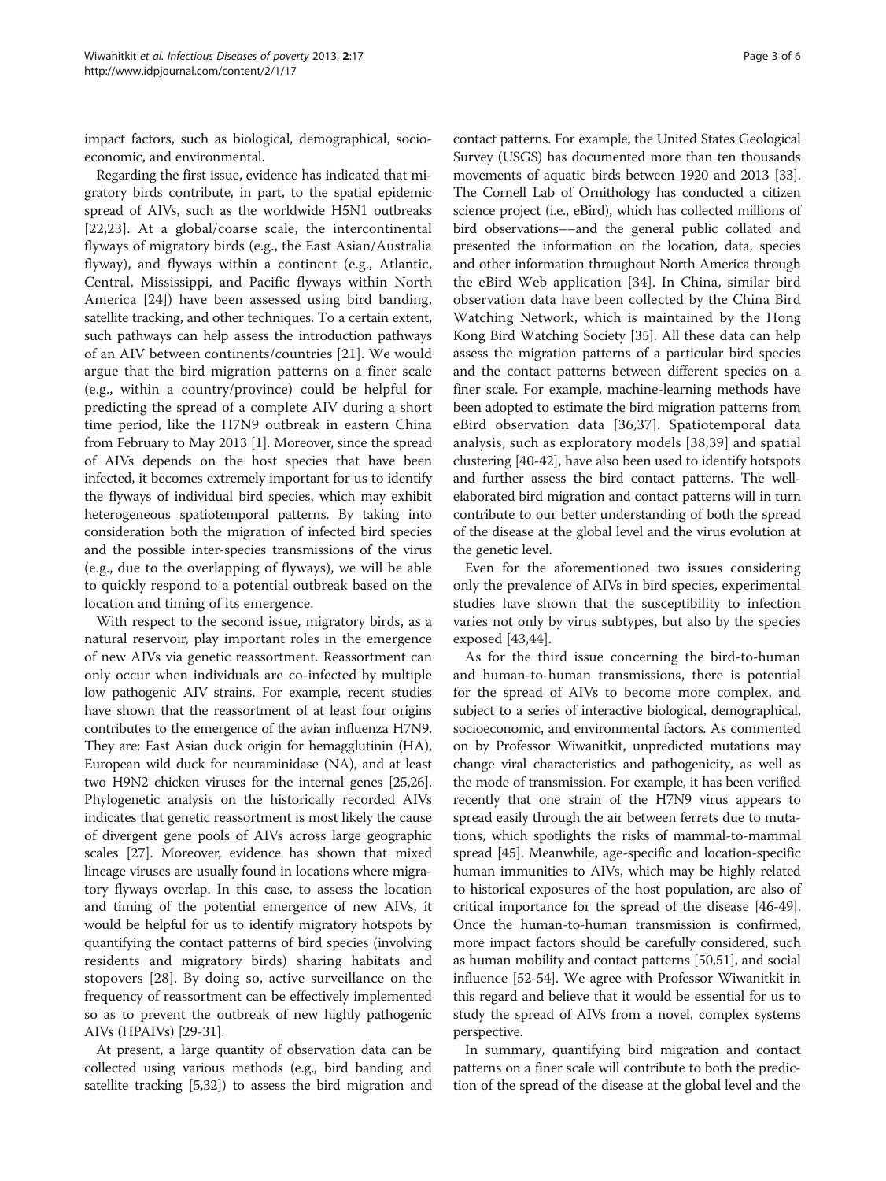impact factors, such as biological, demographical, socioeconomic, and environmental.

Regarding the first issue, evidence has indicated that migratory birds contribute, in part, to the spatial epidemic spread of AIVs, such as the worldwide H5N1 outbreaks [22,23]. At a global/coarse scale, the intercontinental flyways of migratory birds (e.g., the East Asian/Australia flyway), and flyways within a continent (e.g., Atlantic, Central, Mississippi, and Pacific flyways within North America [24]) have been assessed using bird banding, satellite tracking, and other techniques. To a certain extent, such pathways can help assess the introduction pathways of an AIV between continents/countries [21]. We would argue that the bird migration patterns on a finer scale (e.g., within a country/province) could be helpful for predicting the spread of a complete AIV during a short time period, like the H7N9 outbreak in eastern China from February to May 2013 [1]. Moreover, since the spread of AIVs depends on the host species that have been infected, it becomes extremely important for us to identify the flyways of individual bird species, which may exhibit heterogeneous spatiotemporal patterns. By taking into consideration both the migration of infected bird species and the possible inter-species transmissions of the virus (e.g., due to the overlapping of flyways), we will be able to quickly respond to a potential outbreak based on the location and timing of its emergence.

With respect to the second issue, migratory birds, as a natural reservoir, play important roles in the emergence of new AIVs via genetic reassortment. Reassortment can only occur when individuals are co-infected by multiple low pathogenic AIV strains. For example, recent studies have shown that the reassortment of at least four origins contributes to the emergence of the avian influenza H7N9. They are: East Asian duck origin for hemagglutinin (HA), European wild duck for neuraminidase (NA), and at least two H9N2 chicken viruses for the internal genes [25,26]. Phylogenetic analysis on the historically recorded AIVs indicates that genetic reassortment is most likely the cause of divergent gene pools of AIVs across large geographic scales [27]. Moreover, evidence has shown that mixed lineage viruses are usually found in locations where migratory flyways overlap. In this case, to assess the location and timing of the potential emergence of new AIVs, it would be helpful for us to identify migratory hotspots by quantifying the contact patterns of bird species (involving residents and migratory birds) sharing habitats and stopovers [28]. By doing so, active surveillance on the frequency of reassortment can be effectively implemented so as to prevent the outbreak of new highly pathogenic AIVs (HPAIVs) [29-31].

At present, a large quantity of observation data can be collected using various methods (e.g., bird banding and satellite tracking [5,32]) to assess the bird migration and contact patterns. For example, the United States Geological Survey (USGS) has documented more than ten thousands movements of aquatic birds between 1920 and 2013 [33]. The Cornell Lab of Ornithology has conducted a citizen science project (i.e., eBird), which has collected millions of bird observations––and the general public collated and presented the information on the location, data, species and other information throughout North America through the eBird Web application [34]. In China, similar bird observation data have been collected by the China Bird Watching Network, which is maintained by the Hong Kong Bird Watching Society [35]. All these data can help assess the migration patterns of a particular bird species and the contact patterns between different species on a finer scale. For example, machine-learning methods have been adopted to estimate the bird migration patterns from eBird observation data [36,37]. Spatiotemporal data analysis, such as exploratory models [38,39] and spatial clustering [40-42], have also been used to identify hotspots and further assess the bird contact patterns. The well-elaborated bird migration and contact patterns will in turn contribute to our better understanding of both the spread of the disease at the global level and the virus evolution at the genetic level.

Even for the aforementioned two issues considering only the prevalence of AIVs in bird species, experimental studies have shown that the susceptibility to infection varies not only by virus subtypes, but also by the species exposed [43,44].

As for the third issue concerning the bird-to-human and human-to-human transmissions, there is potential for the spread of AIVs to become more complex, and subject to a series of interactive biological, demographical, socioeconomic, and environmental factors. As commented on by Professor Wiwanitkit, unpredicted mutations may change viral characteristics and pathogenicity, as well as the mode of transmission. For example, it has been verified recently that one strain of the H7N9 virus appears to spread easily through the air between ferrets due to mutations, which spotlights the risks of mammal-to-mammal spread [45]. Meanwhile, age-specific and location-specific human immunities to AIVs, which may be highly related to historical exposures of the host population, are also of critical importance for the spread of the disease [46-49]. Once the human-to-human transmission is confirmed, more impact factors should be carefully considered, such as human mobility and contact patterns [50,51], and social influence [52-54]. We agree with Professor Wiwanitkit in this regard and believe that it would be essential for us to study the spread of AIVs from a novel, complex systems perspective.

In summary, quantifying bird migration and contact patterns on a finer scale will contribute to both the prediction of the spread of the disease at the global level and the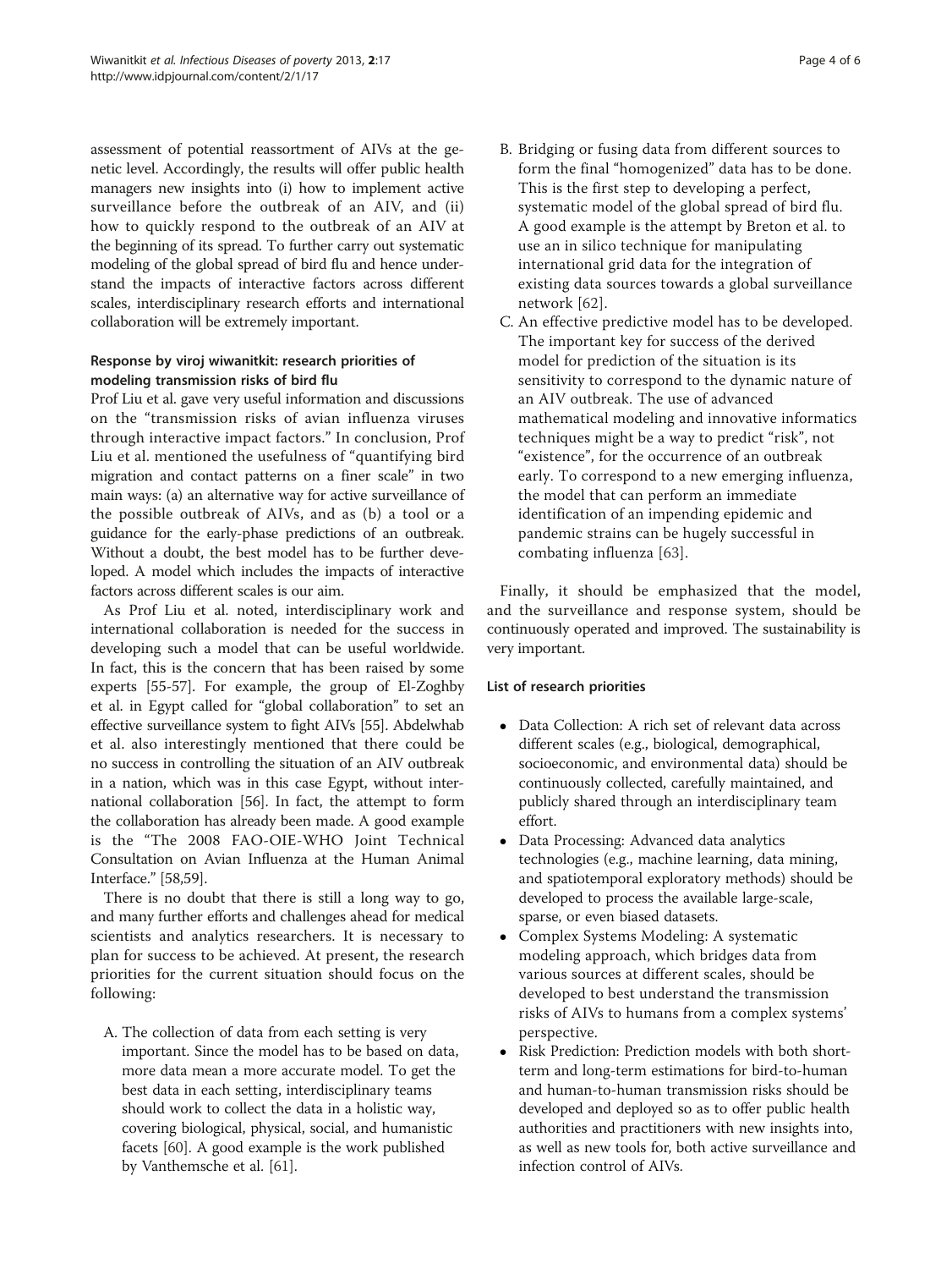assessment of potential reassortment of AIVs at the genetic level. Accordingly, the results will offer public health managers new insights into (i) how to implement active surveillance before the outbreak of an AIV, and (ii) how to quickly respond to the outbreak of an AIV at the beginning of its spread. To further carry out systematic modeling of the global spread of bird flu and hence understand the impacts of interactive factors across different scales, interdisciplinary research efforts and international collaboration will be extremely important.

### Response by viroj wiwanitkit: research priorities of modeling transmission risks of bird flu

Prof Liu et al. gave very useful information and discussions on the "transmission risks of avian influenza viruses through interactive impact factors." In conclusion, Prof Liu et al. mentioned the usefulness of "quantifying bird migration and contact patterns on a finer scale" in two main ways: (a) an alternative way for active surveillance of the possible outbreak of AIVs, and as (b) a tool or a guidance for the early-phase predictions of an outbreak. Without a doubt, the best model has to be further developed. A model which includes the impacts of interactive factors across different scales is our aim.

As Prof Liu et al. noted, interdisciplinary work and international collaboration is needed for the success in developing such a model that can be useful worldwide. In fact, this is the concern that has been raised by some experts [55-57]. For example, the group of El-Zoghby et al. in Egypt called for "global collaboration" to set an effective surveillance system to fight AIVs [55]. Abdelwhab et al. also interestingly mentioned that there could be no success in controlling the situation of an AIV outbreak in a nation, which was in this case Egypt, without international collaboration [56]. In fact, the attempt to form the collaboration has already been made. A good example is the "The 2008 FAO-OIE-WHO Joint Technical Consultation on Avian Influenza at the Human Animal Interface." [58,59].

There is no doubt that there is still a long way to go, and many further efforts and challenges ahead for medical scientists and analytics researchers. It is necessary to plan for success to be achieved. At present, the research priorities for the current situation should focus on the following:

A. The collection of data from each setting is very important. Since the model has to be based on data, more data mean a more accurate model. To get the best data in each setting, interdisciplinary teams should work to collect the data in a holistic way, covering biological, physical, social, and humanistic facets [60]. A good example is the work published by Vanthemsche et al. [61].

B. Bridging or fusing data from different sources to form the final "homogenized" data has to be done. This is the first step to developing a perfect, systematic model of the global spread of bird flu. A good example is the attempt by Breton et al. to use an in silico technique for manipulating international grid data for the integration of existing data sources towards a global surveillance network [62].

C. An effective predictive model has to be developed. The important key for success of the derived model for prediction of the situation is its sensitivity to correspond to the dynamic nature of an AIV outbreak. The use of advanced mathematical modeling and innovative informatics techniques might be a way to predict "risk", not "existence", for the occurrence of an outbreak early. To correspond to a new emerging influenza, the model that can perform an immediate identification of an impending epidemic and pandemic strains can be hugely successful in combating influenza [63].

Finally, it should be emphasized that the model, and the surveillance and response system, should be continuously operated and improved. The sustainability is very important.

### List of research priorities

- Data Collection: A rich set of relevant data across different scales (e.g., biological, demographical, socioeconomic, and environmental data) should be continuously collected, carefully maintained, and publicly shared through an interdisciplinary team effort.
- Data Processing: Advanced data analytics technologies (e.g., machine learning, data mining, and spatiotemporal exploratory methods) should be developed to process the available large-scale, sparse, or even biased datasets.
- Complex Systems Modeling: A systematic modeling approach, which bridges data from various sources at different scales, should be developed to best understand the transmission risks of AIVs to humans from a complex systems' perspective.
- Risk Prediction: Prediction models with both short-term and long-term estimations for bird-to-human and human-to-human transmission risks should be developed and deployed so as to offer public health authorities and practitioners with new insights into, as well as new tools for, both active surveillance and infection control of AIVs.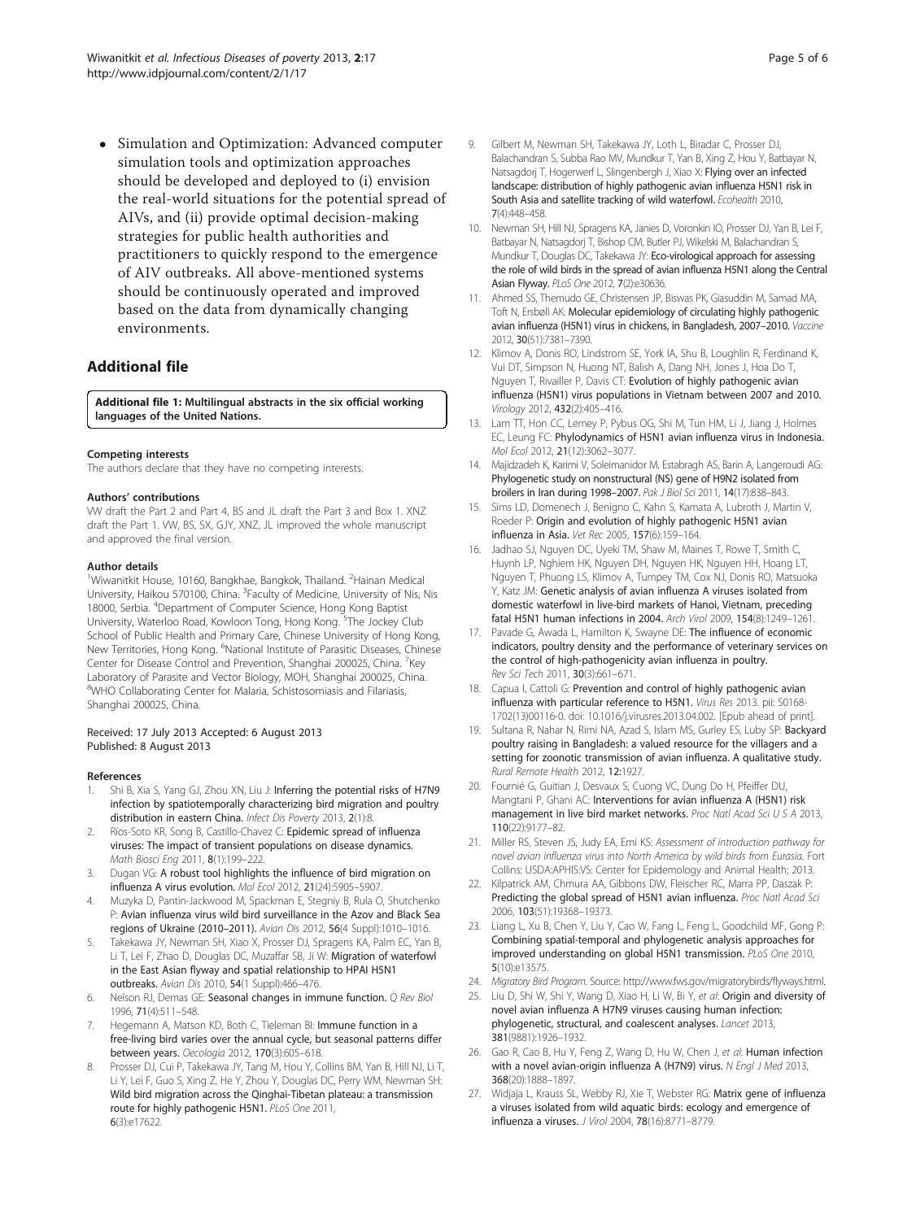- Simulation and Optimization: Advanced computer simulation tools and optimization approaches should be developed and deployed to (i) envision the real-world situations for the potential spread of AIVs, and (ii) provide optimal decision-making strategies for public health authorities and practitioners to quickly respond to the emergence of AIV outbreaks. All above-mentioned systems should be continuously operated and improved based on the data from dynamically changing environments.

## Additional file

**Additional file 1: Multilingual abstracts in the six official working languages of the United Nations.**

#### Competing interests

The authors declare that they have no competing interests.

#### Authors' contributions

VW draft the Part 2 and Part 4, BS and JL draft the Part 3 and Box 1. XNZ draft the Part 1. VW, BS, SX, GJY, XNZ, JL improved the whole manuscript and approved the final version.

#### Author details

[1]Wiwanitkit House, 10160, Bangkhae, Bangkok, Thailand. [2]Hainan Medical University, Haikou 570100, China. [3]Faculty of Medicine, University of Nis, Nis 18000, Serbia. [4]Department of Computer Science, Hong Kong Baptist University, Waterloo Road, Kowloon Tong, Hong Kong. [5]The Jockey Club School of Public Health and Primary Care, Chinese University of Hong Kong, New Territories, Hong Kong. [6]National Institute of Parasitic Diseases, Chinese Center for Disease Control and Prevention, Shanghai 200025, China. [7]Key Laboratory of Parasite and Vector Biology, MOH, Shanghai 200025, China. [8]WHO Collaborating Center for Malaria, Schistosomiasis and Filariasis, Shanghai 200025, China.

Received: 17 July 2013 Accepted: 6 August 2013
Published: 8 August 2013

#### References

1. Shi B, Xia S, Yang GJ, Zhou XN, Liu J: **Inferring the potential risks of H7N9 infection by spatiotemporally characterizing bird migration and poultry distribution in eastern China.** *Infect Dis Poverty* 2013, **2**(1):8.
2. Ríos-Soto KR, Song B, Castillo-Chavez C: **Epidemic spread of influenza viruses: The impact of transient populations on disease dynamics.** *Math Biosci Eng* 2011, **8**(1):199–222.
3. Dugan VG: **A robust tool highlights the influence of bird migration on influenza A virus evolution.** *Mol Ecol* 2012, **21**(24):5905–5907.
4. Muzyka D, Pantin-Jackwood M, Spackman E, Stegniy B, Rula O, Shutchenko P: **Avian influenza virus wild bird surveillance in the Azov and Black Sea regions of Ukraine (2010–2011).** *Avian Dis* 2012, **56**(4 Suppl):1010–1016.
5. Takekawa JY, Newman SH, Xiao X, Prosser DJ, Spragens KA, Palm EC, Yan B, Li T, Lei F, Zhao D, Douglas DC, Muzaffar SB, Ji W: **Migration of waterfowl in the East Asian flyway and spatial relationship to HPAI H5N1 outbreaks.** *Avian Dis* 2010, **54**(1 Suppl):466–476.
6. Nelson RJ, Demas GE: **Seasonal changes in immune function.** *Q Rev Biol* 1996, **71**(4):511–548.
7. Hegemann A, Matson KD, Both C, Tieleman BI: **Immune function in a free-living bird varies over the annual cycle, but seasonal patterns differ between years.** *Oecologia* 2012, **170**(3):605–618.
8. Prosser DJ, Cui P, Takekawa JY, Tang M, Hou Y, Collins BM, Yan B, Hill NJ, Li T, Li Y, Lei F, Guo S, Xing Z, He Y, Zhou Y, Douglas DC, Perry WM, Newman SH: **Wild bird migration across the Qinghai-Tibetan plateau: a transmission route for highly pathogenic H5N1.** *PLoS One* 2011, **6**(3):e17622.
9. Gilbert M, Newman SH, Takekawa JY, Loth L, Biradar C, Prosser DJ, Balachandran S, Subba Rao MV, Mundkur T, Yan B, Xing Z, Hou Y, Batbayar N, Natsagdorj T, Hogerwerf L, Slingenbergh J, Xiao X: **Flying over an infected landscape: distribution of highly pathogenic avian influenza H5N1 risk in South Asia and satellite tracking of wild waterfowl.** *Ecohealth* 2010, **7**(4):448–458.
10. Newman SH, Hill NJ, Spragens KA, Janies D, Voronkin IO, Prosser DJ, Yan B, Lei F, Batbayar N, Natsagdorj T, Bishop CM, Butler PJ, Wikelski M, Balachandran S, Mundkur T, Douglas DC, Takekawa JY: **Eco-virological approach for assessing the role of wild birds in the spread of avian influenza H5N1 along the Central Asian Flyway.** *PLoS One* 2012, **7**(2):e30636.
11. Ahmed SS, Themudo GE, Christensen JP, Biswas PK, Giasuddin M, Samad MA, Toft N, Ersbøll AK: **Molecular epidemiology of circulating highly pathogenic avian influenza (H5N1) virus in chickens, in Bangladesh, 2007–2010.** *Vaccine* 2012, **30**(51):7381–7390.
12. Klimov A, Donis RO, Lindstrom SE, York IA, Shu B, Loughlin R, Ferdinand K, Vui DT, Simpson N, Huong NT, Balish A, Dang NH, Jones J, Hoa Do T, Nguyen T, Rivailler P, Davis CT: **Evolution of highly pathogenic avian influenza (H5N1) virus populations in Vietnam between 2007 and 2010.** *Virology* 2012, **432**(2):405–416.
13. Lam TT, Hon CC, Lemey P, Pybus OG, Shi M, Tun HM, Li J, Jiang J, Holmes EC, Leung FC: **Phylodynamics of H5N1 avian influenza virus in Indonesia.** *Mol Ecol* 2012, **21**(12):3062–3077.
14. Majidzadeh K, Karimi V, Soleimanidor M, Estabragh AS, Barin A, Langeroudi AG: **Phylogenetic study on nonstructural (NS) gene of H9N2 isolated from broilers in Iran during 1998–2007.** *Pak J Biol Sci* 2011, **14**(17):838–843.
15. Sims LD, Domenech J, Benigno C, Kahn S, Kamata A, Lubroth J, Martin V, Roeder P: **Origin and evolution of highly pathogenic H5N1 avian influenza in Asia.** *Vet Rec* 2005, **157**(6):159–164.
16. Jadhao SJ, Nguyen DC, Uyeki TM, Shaw M, Maines T, Rowe T, Smith C, Huynh LP, Nghiem HK, Nguyen DH, Nguyen HK, Nguyen HH, Hoang LT, Nguyen T, Phuong LS, Klimov A, Tumpey TM, Cox NJ, Donis RO, Matsuoka Y, Katz JM: **Genetic analysis of avian influenza A viruses isolated from domestic waterfowl in live-bird markets of Hanoi, Vietnam, preceding fatal H5N1 human infections in 2004.** *Arch Virol* 2009, **154**(8):1249–1261.
17. Pavade G, Awada L, Hamilton K, Swayne DE: **The influence of economic indicators, poultry density and the performance of veterinary services on the control of high-pathogenicity avian influenza in poultry.** *Rev Sci Tech* 2011, **30**(3):661–671.
18. Capua I, Cattoli G: **Prevention and control of highly pathogenic avian influenza with particular reference to H5N1.** *Virus Res* 2013. pii: S0168-1702(13)00116-0. doi: 10.1016/j.virusres.2013.04.002. [Epub ahead of print].
19. Sultana R, Nahar N, Rimi NA, Azad S, Islam MS, Gurley ES, Luby SP: **Backyard poultry raising in Bangladesh: a valued resource for the villagers and a setting for zoonotic transmission of avian influenza. A qualitative study.** *Rural Remote Health* 2012, **12**:1927.
20. Fournié G, Guitian J, Desvaux S, Cuong VC, Dung Do H, Pfeiffer DU, Mangtani P, Ghani AC: **Interventions for avian influenza A (H5N1) risk management in live bird market networks.** *Proc Natl Acad Sci U S A* 2013, **110**(22):9177–82.
21. Miller RS, Steven JS, Judy EA, Emi KS: *Assessment of introduction pathway for novel avian influenza virus into North America by wild birds from Eurasia.* Fort Collins: USDA:APHIS:VS: Center for Epidemiology and Animal Health; 2013.
22. Kilpatrick AM, Chmura AA, Gibbons DW, Fleischer RC, Marra PP, Daszak P: **Predicting the global spread of H5N1 avian influenza.** *Proc Natl Acad Sci* 2006, **103**(51):19368–19373.
23. Liang L, Xu B, Chen Y, Liu Y, Cao W, Fang L, Feng L, Goodchild MF, Gong P: **Combining spatial-temporal and phylogenetic analysis approaches for improved understanding on global H5N1 transmission.** *PLoS One* 2010, **5**(10):e13575.
24. *Migratory Bird Program.* Source: http://www.fws.gov/migratorybirds/flyways.html.
25. Liu D, Shi W, Shi Y, Wang D, Xiao H, Li W, Bi Y, *et al*: **Origin and diversity of novel avian influenza A H7N9 viruses causing human infection: phylogenetic, structural, and coalescent analyses.** *Lancet* 2013, **381**(9881):1926–1932.
26. Gao R, Cao B, Hu Y, Feng Z, Wang D, Hu W, Chen J, *et al*: **Human infection with a novel avian-origin influenza A (H7N9) virus.** *N Engl J Med* 2013, **368**(20):1888–1897.
27. Widjaja L, Krauss SL, Webby RJ, Xie T, Webster RG: **Matrix gene of influenza a viruses isolated from wild aquatic birds: ecology and emergence of influenza a viruses.** *J Virol* 2004, **78**(16):8771–8779.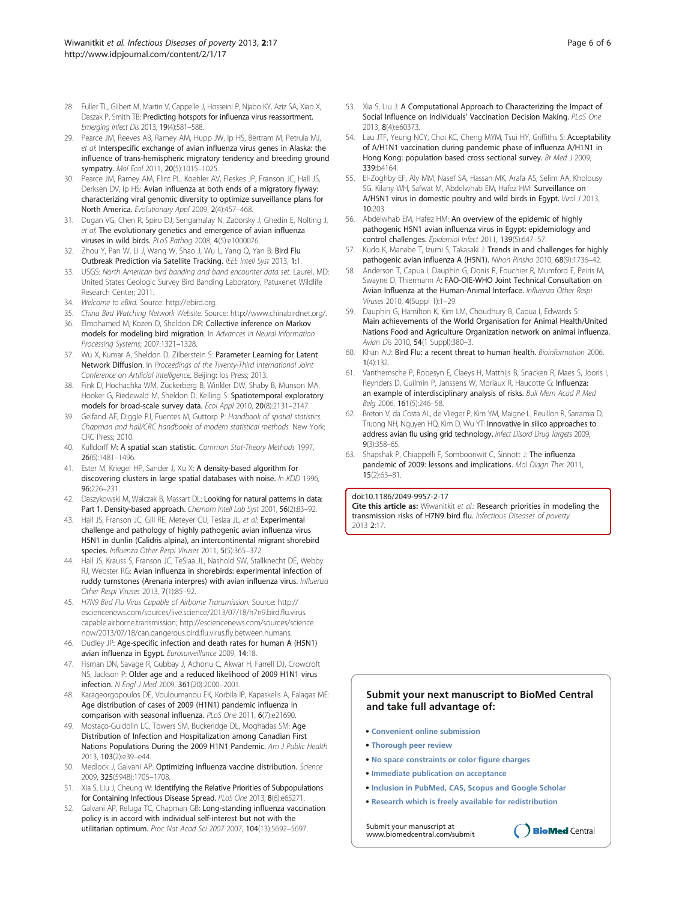28. Fuller TL, Gilbert M, Martin V, Cappelle J, Hosseini P, Njabo KY, Aziz SA, Xiao X, Daszak P, Smith TB: Predicting hotspots for influenza virus reassortment. *Emerging Infect Dis* 2013, 19(4):581–588.
29. Pearce JM, Reeves AB, Ramey AM, Hupp JW, Ip HS, Bertram M, Petrula MJ, *et al*: Interspecific exchange of avian influenza virus genes in Alaska: the influence of trans-hemispheric migratory tendency and breeding ground sympatry. *Mol Ecol* 2011, 20(5):1015–1025.
30. Pearce JM, Ramey AM, Flint PL, Koehler AV, Fleskes JP, Franson JC, Hall JS, Derksen DV, Ip HS: Avian influenza at both ends of a migratory flyway: characterizing viral genomic diversity to optimize surveillance plans for North America. *Evolutionary Appl* 2009, 2(4):457–468.
31. Dugan VG, Chen R, Spiro DJ, Sengamalay N, Zaborsky J, Ghedin E, Nolting J, *et al*: The evolutionary genetics and emergence of avian influenza viruses in wild birds. *PLoS Pathog* 2008, 4(5):e1000076.
32. Zhou Y, Pan W, Li J, Wang W, Shao J, Wu L, Yang Q, Yan B: Bird Flu Outbreak Prediction via Satellite Tracking. *IEEE Intell Syst* 2013, 1:1.
33. USGS: *North American bird banding and band encounter data set*. Laurel, MD: United States Geologic Survey Bird Banding Laboratory, Patuxent Wildlife Research Center; 2011.
34. *Welcome to eBird*. Source: http://ebird.org.
35. *China Bird Watching Network Website*. Source: http://www.chinabirdnet.org/.
36. Elmohamed M, Kozen D, Sheldon DR: Collective inference on Markov models for modeling bird migration. In *Advances in Neural Information Processing Systems*; 2007:1321–1328.
37. Wu X, Kumar A, Sheldon D, Zilberstein S: Parameter Learning for Latent Network Diffusion. In *Proceedings of the Twenty-Third International Joint Conference on Artificial Intelligence*. Beijing: Ios Press; 2013.
38. Fink D, Hochachka WM, Zuckerberg B, Winkler DW, Shaby B, Munson MA, Hooker G, Riedewald M, Sheldon D, Kelling S: Spatiotemporal exploratory models for broad-scale survey data. *Ecol Appl* 2010, 20(8):2131–2147.
39. Gelfand AE, Diggle PJ, Fuentes M, Guttorp P: *Handbook of spatial statistics. Chapman and hall/CRC handbooks of modern statistical methods*. New York: CRC Press; 2010.
40. Kulldorff M: A spatial scan statistic. *Commun Stat-Theory Methods* 1997, 26(6):1481–1496.
41. Ester M, Kriegel HP, Sander J, Xu X: A density-based algorithm for discovering clusters in large spatial databases with noise. *In KDD* 1996, 96:226–231.
42. Daszykowski M, Walczak B, Massart DL: Looking for natural patterns in data: Part 1. Density-based approach. *Chemom Intell Lab Syst* 2001, 56(2):83–92.
43. Hall JS, Franson JC, Gill RE, Meteyer CU, Teslaa JL, *et al*: Experimental challenge and pathology of highly pathogenic avian influenza virus H5N1 in dunlin (Calidris alpina), an intercontinental migrant shorebird species. *Influenza Other Respi Viruses* 2011, 5(5):365–372.
44. Hall JS, Krauss S, Franson JC, TeSlaa JL, Nashold SW, Stallknecht DE, Webby RJ, Webster RG: Avian influenza in shorebirds: experimental infection of ruddy turnstones (Arenaria interpres) with avian influenza virus. *Influenza Other Respi Viruses* 2013, 7(1):85–92.
45. *H7N9 Bird Flu Virus Capable of Airborne Transmission*. Source: http://esciencenews.com/sources/live.science/2013/07/18/h7n9.bird.flu.virus.capable.airborne.transmission; http://esciencenews.com/sources/science.now/2013/07/18/can.dangerous.bird.flu.virus.fly.between.humans.
46. Dudley JP: Age-specific infection and death rates for human A (H5N1) avian influenza in Egypt. *Eurosurveillance* 2009, 14:18.
47. Fisman DN, Savage R, Gubbay J, Achonu C, Akwar H, Farrell DJ, Crowcroft NS, Jackson P: Older age and a reduced likelihood of 2009 H1N1 virus infection. *N Engl J Med* 2009, 361(20):2000–2001.
48. Karageorgopoulos DE, Vouloumanou EK, Korbila IP, Kapaskelis A, Falagas ME: Age distribution of cases of 2009 (H1N1) pandemic influenza in comparison with seasonal influenza. *PLoS One* 2011, 6(7):e21690.
49. Mostaço-Guidolin LC, Towers SM, Buckeridge DL, Moghadas SM: Age Distribution of Infection and Hospitalization among Canadian First Nations Populations During the 2009 H1N1 Pandemic. *Am J Public Health* 2013, 103(2):e39–e44.
50. Medlock J, Galvani AP: Optimizing influenza vaccine distribution. *Science* 2009, 325(5948):1705–1708.
51. Xia S, Liu J, Cheung W: Identifying the Relative Priorities of Subpopulations for Containing Infectious Disease Spread. *PLoS One* 2013, 8(6):e65271.
52. Galvani AP, Reluga TC, Chapman GB: Long-standing influenza vaccination policy is in accord with individual self-interest but not with the utilitarian optimum. *Proc Nat Acad Sci 2007* 2007, 104(13):5692–5697.
53. Xia S, Liu J: A Computational Approach to Characterizing the Impact of Social Influence on Individuals' Vaccination Decision Making. *PLoS One* 2013, 8(4):e60373.
54. Lau JTF, Yeung NCY, Choi KC, Cheng MYM, Tsui HY, Griffiths S: Acceptability of A/H1N1 vaccination during pandemic phase of influenza A/H1N1 in Hong Kong: population based cross sectional survey. *Br Med J* 2009, 339:b4164.
55. El-Zoghby EF, Aly MM, Nasef SA, Hassan MK, Arafa AS, Selim AA, Kholousy SG, Kilany WH, Safwat M, Abdelwhab EM, Hafez HM: Surveillance on A/H5N1 virus in domestic poultry and wild birds in Egypt. *Virol J* 2013, 10:203.
56. Abdelwhab EM, Hafez HM: An overview of the epidemic of highly pathogenic H5N1 avian influenza virus in Egypt: epidemiology and control challenges. *Epidemiol Infect* 2011, 139(5):647–57.
57. Kudo K, Manabe T, Izumi S, Takasaki J: Trends in and challenges for highly pathogenic avian influenza A (H5N1). *Nihon Rinsho* 2010, 68(9):1736–42.
58. Anderson T, Capua I, Dauphin G, Donis R, Fouchier R, Mumford E, Peiris M, Swayne D, Thiermann A: FAO-OIE-WHO Joint Technical Consultation on Avian Influenza at the Human-Animal Interface. *Influenza Other Respi Viruses* 2010, 4(Suppl 1):1–29.
59. Dauphin G, Hamilton K, Kim LM, Choudhury B, Capua I, Edwards S: Main achievements of the World Organisation for Animal Health/United Nations Food and Agriculture Organization network on animal influenza. *Avian Dis* 2010, 54(1 Suppl):380–3.
60. Khan AU: Bird Flu: a recent threat to human health. *Bioinformation* 2006, 1(4):132.
61. Vanthemsche P, Robesyn E, Claeys H, Matthijs B, Snacken R, Maes S, Jooris I, Reynders D, Guilmin P, Janssens W, Moriaux R, Haucotte G: Influenza: an example of interdisciplinary analysis of risks. *Bull Mem Acad R Med Belg* 2006, 161(5):246–58.
62. Breton V, da Costa AL, de Vlieger P, Kim YM, Maigne L, Reuillon R, Sarramia D, Truong NH, Nguyen HQ, Kim D, Wu YT: Innovative in silico approaches to address avian flu using grid technology. *Infect Disord Drug Targets* 2009, 9(3):358–65.
63. Shapshak P, Chiappelli F, Somboonwit C, Sinnott J: The influenza pandemic of 2009: lessons and implications. *Mol Diagn Ther* 2011, 15(2):63–81.

doi:10.1186/2049-9957-2-17

**Cite this article as:** Wiwanitkit *et al.*: Research priorities in modeling the transmission risks of H7N9 bird flu. *Infectious Diseases of poverty* 2013 2:17.

**Submit your next manuscript to BioMed Central and take full advantage of:**

- Convenient online submission
- Thorough peer review
- No space constraints or color figure charges
- Immediate publication on acceptance
- Inclusion in PubMed, CAS, Scopus and Google Scholar
- Research which is freely available for redistribution

Submit your manuscript at www.biomedcentral.com/submit

BioMed Central